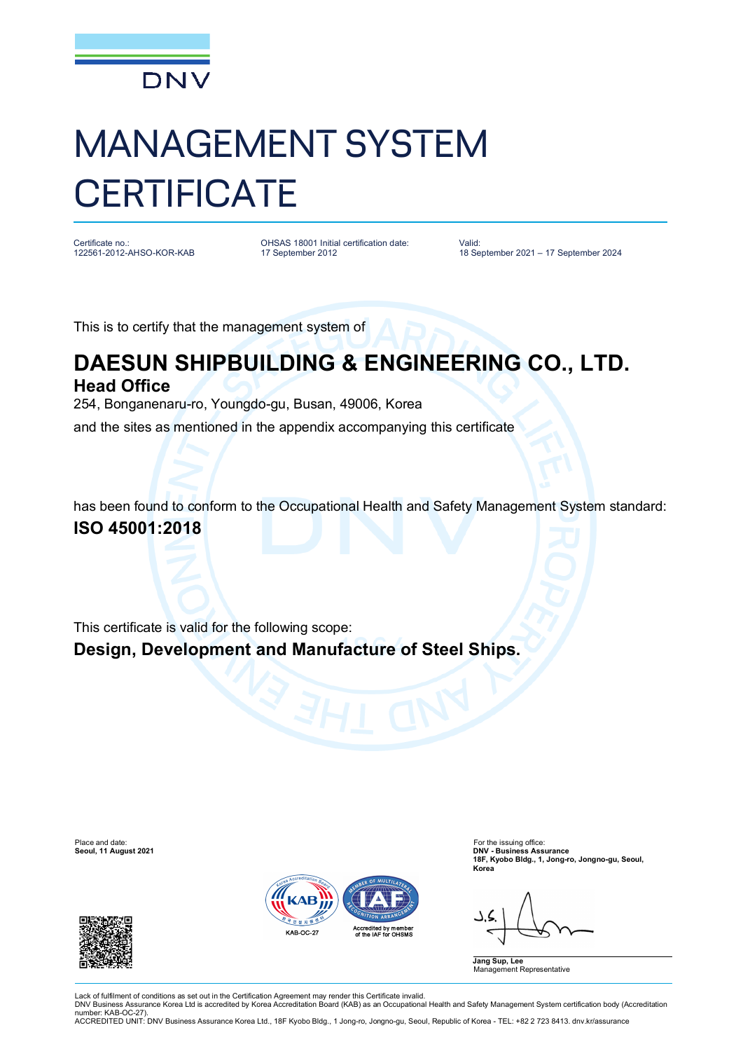DNV

# MANAGEMENT SYSTEM CERTIFICATE

| Certificate no.: | OHSAS 18001 Initial certification date: | Valid: |
|---|---|---|
| 122561-2012-AHSO-KOR-KAB | 17 September 2012 | 18 September 2021 – 17 September 2024 |

This is to certify that the management system of

## DAESUN SHIPBUILDING & ENGINEERING CO., LTD.

### Head Office

254, Bonganenaru-ro, Youngdo-gu, Busan, 49006, Korea

and the sites as mentioned in the appendix accompanying this certificate

has been found to conform to the Occupational Health and Safety Management System standard:

**ISO 45001:2018**

This certificate is valid for the following scope:

**Design, Development and Manufacture of Steel Ships.**

Place and date:
**Seoul, 11 August 2021**

For the issuing office:
**DNV - Business Assurance**
**18F, Kyobo Bldg., 1, Jong-ro, Jongno-gu, Seoul, Korea**

KAB-OC-27

Accredited by member of the IAF for OHSMS

**Jang Sup, Lee**
Management Representative

Lack of fulfilment of conditions as set out in the Certification Agreement may render this Certificate invalid.
DNV Business Assurance Korea Ltd is accredited by Korea Accreditation Board (KAB) as an Occupational Health and Safety Management System certification body (Accreditation number: KAB-OC-27).
ACCREDITED UNIT: DNV Business Assurance Korea Ltd., 18F Kyobo Bldg., 1 Jong-ro, Jongno-gu, Seoul, Republic of Korea - TEL: +82 2 723 8413. dnv.kr/assurance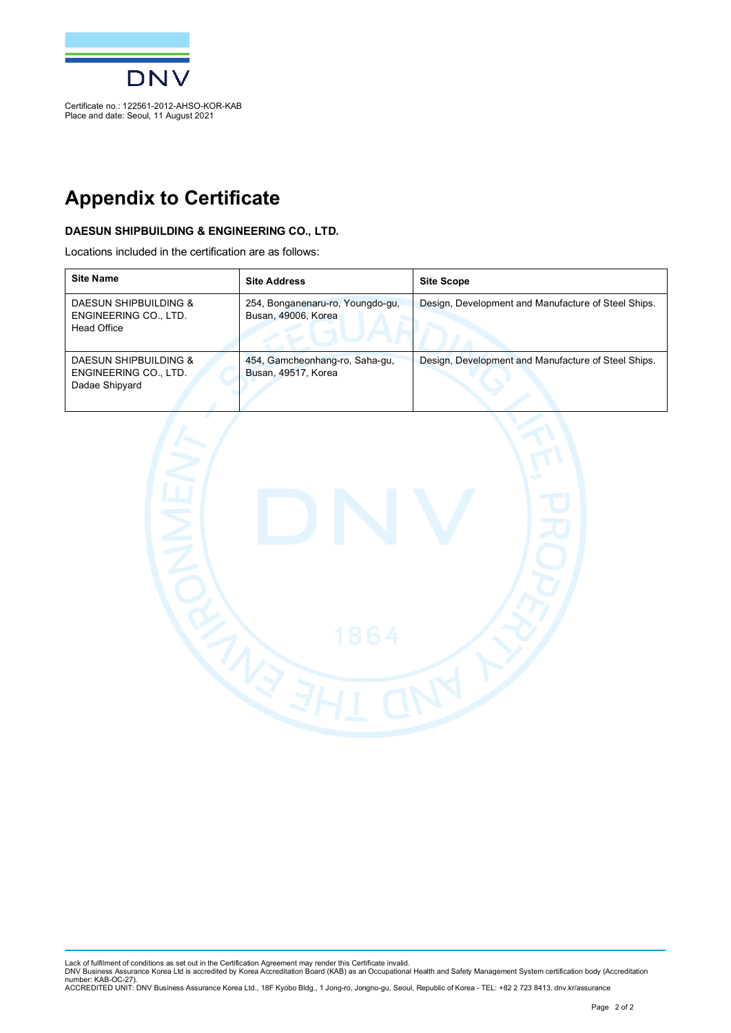Certificate no.: 122561-2012-AHSO-KOR-KAB
Place and date: Seoul, 11 August 2021

# Appendix to Certificate

**DAESUN SHIPBUILDING & ENGINEERING CO., LTD.**

Locations included in the certification are as follows:

| Site Name | Site Address | Site Scope |
|---|---|---|
| DAESUN SHIPBUILDING & ENGINEERING CO., LTD. Head Office | 254, Bonganenaru-ro, Youngdo-gu, Busan, 49006, Korea | Design, Development and Manufacture of Steel Ships. |
| DAESUN SHIPBUILDING & ENGINEERING CO., LTD. Dadae Shipyard | 454, Gamcheonhang-ro, Saha-gu, Busan, 49517, Korea | Design, Development and Manufacture of Steel Ships. |

Lack of fulfilment of conditions as set out in the Certification Agreement may render this Certificate invalid.
DNV Business Assurance Korea Ltd is accredited by Korea Accreditation Board (KAB) as an Occupational Health and Safety Management System certification body (Accreditation number: KAB-OC-27).
ACCREDITED UNIT: DNV Business Assurance Korea Ltd., 18F Kyobo Bldg., 1 Jong-ro, Jongno-gu, Seoul, Republic of Korea - TEL: +82 2 723 8413. dnv.kr/assurance